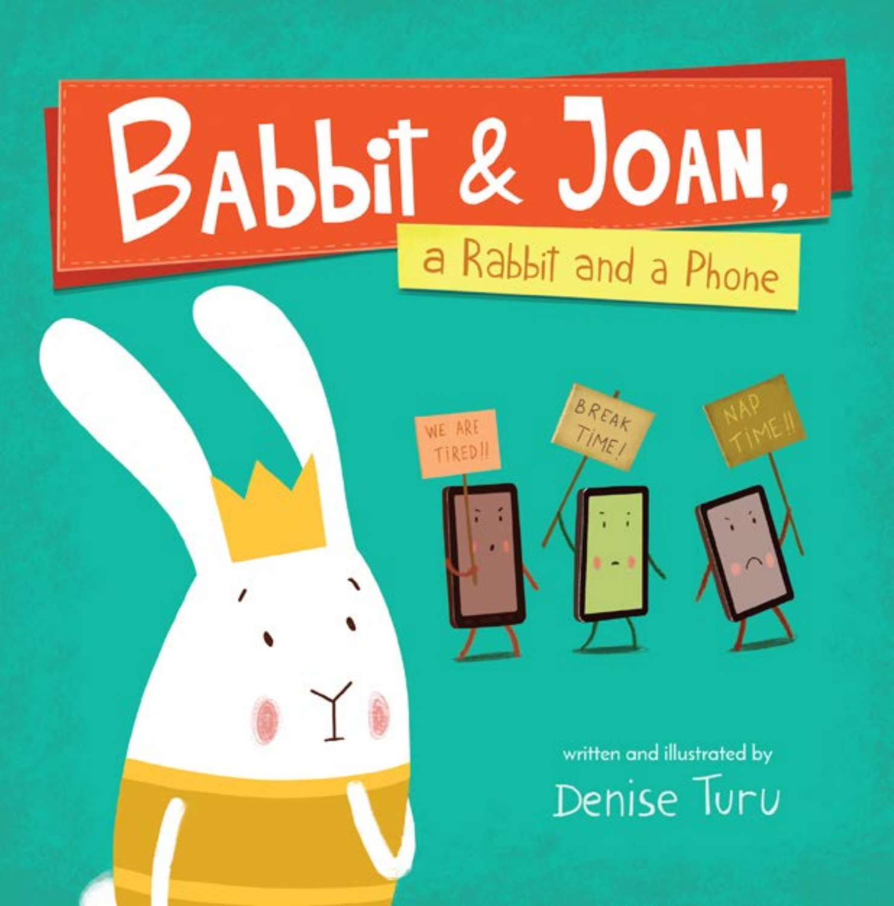# Babbit & Joan,

## a Rabbit and a Phone

WE ARE TIRED!!

BREAK TIME!

NAP TIME!!

written and illustrated by

Denise Turu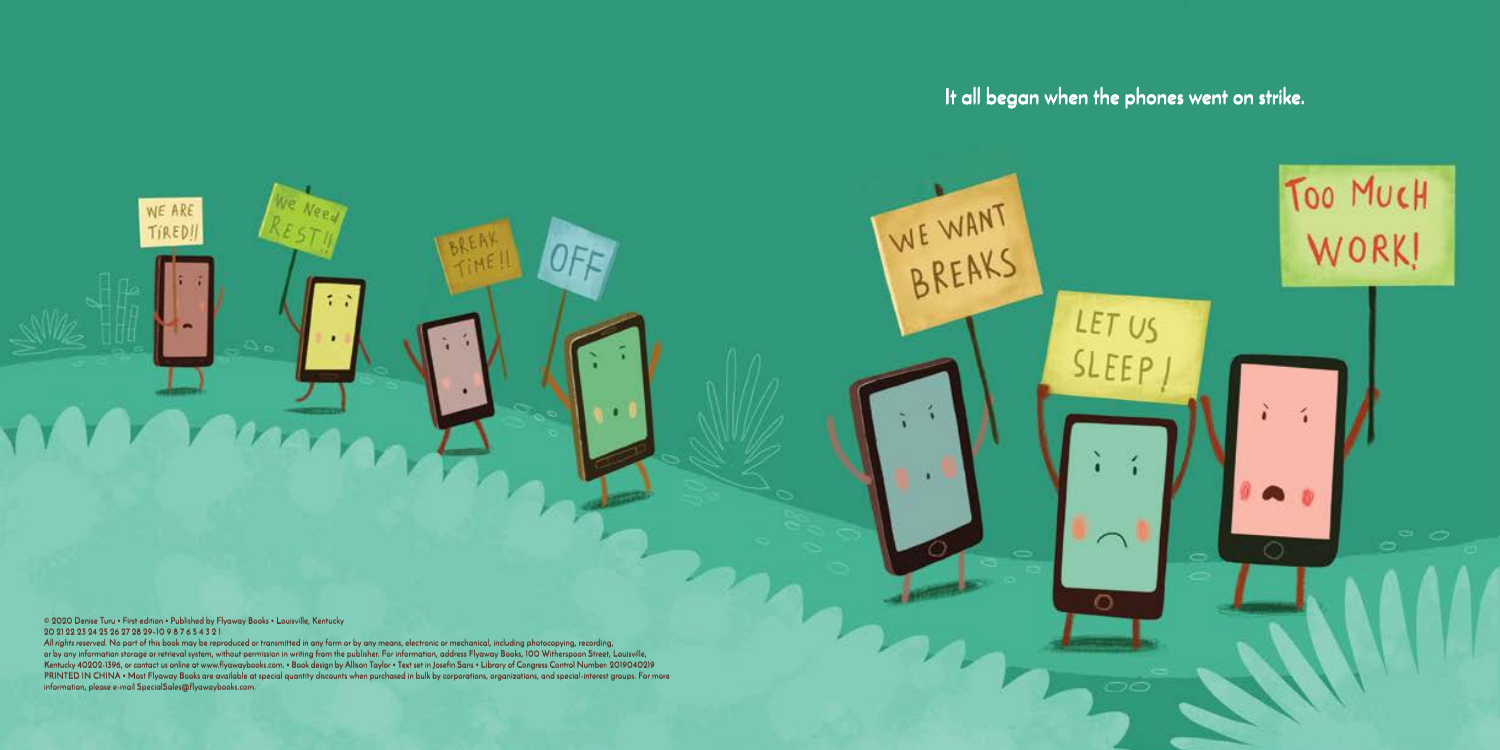It all began when the phones went on strike.

WE ARE TIRED!!

We Need REST!!

BREAK TIME!!

OFF

WE WANT BREAKS

LET US SLEEP!

TOO MUCH WORK!

© 2020 Denise Turu • First edition • Published by Flyaway Books • Louisville, Kentucky
20 21 22 23 24 25 26 27 28 29–10 9 8 7 6 5 4 3 2 1
All rights reserved. No part of this book may be reproduced or transmitted in any form or by any means, electronic or mechanical, including photocopying, recording, or by any information storage or retrieval system, without permission in writing from the publisher. For information, address Flyaway Books, 100 Witherspoon Street, Louisville, Kentucky 40202-1396, or contact us online at www.flyawaybooks.com. • Book design by Allison Taylor • Text set in Josefin Sans • Library of Congress Control Number: 2019040219
PRINTED IN CHINA • Most Flyaway Books are available at special quantity discounts when purchased in bulk by corporations, organizations, and special-interest groups. For more information, please e-mail SpecialSales@flyawaybooks.com.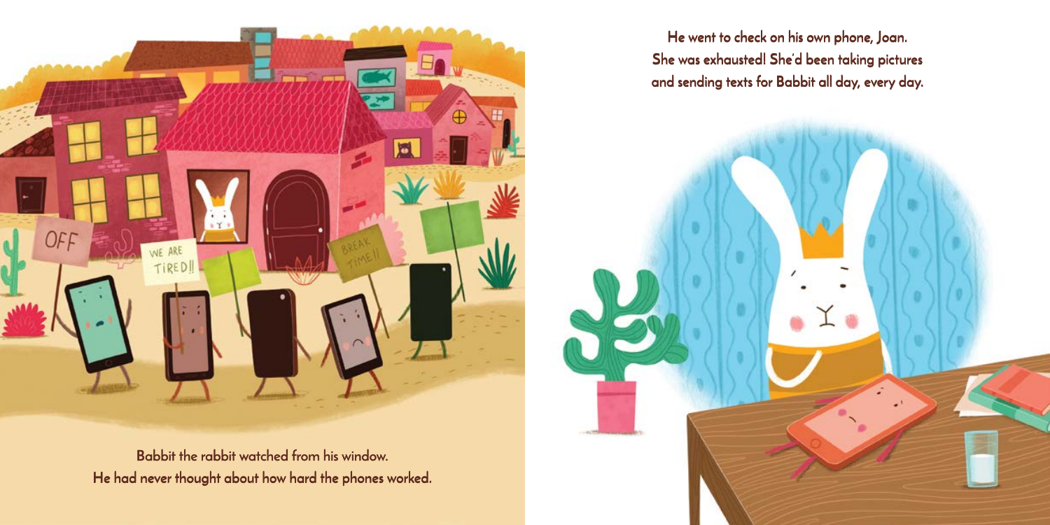Babbit the rabbit watched from his window.
He had never thought about how hard the phones worked.

He went to check on his own phone, Joan.
She was exhausted! She'd been taking pictures and sending texts for Babbit all day, every day.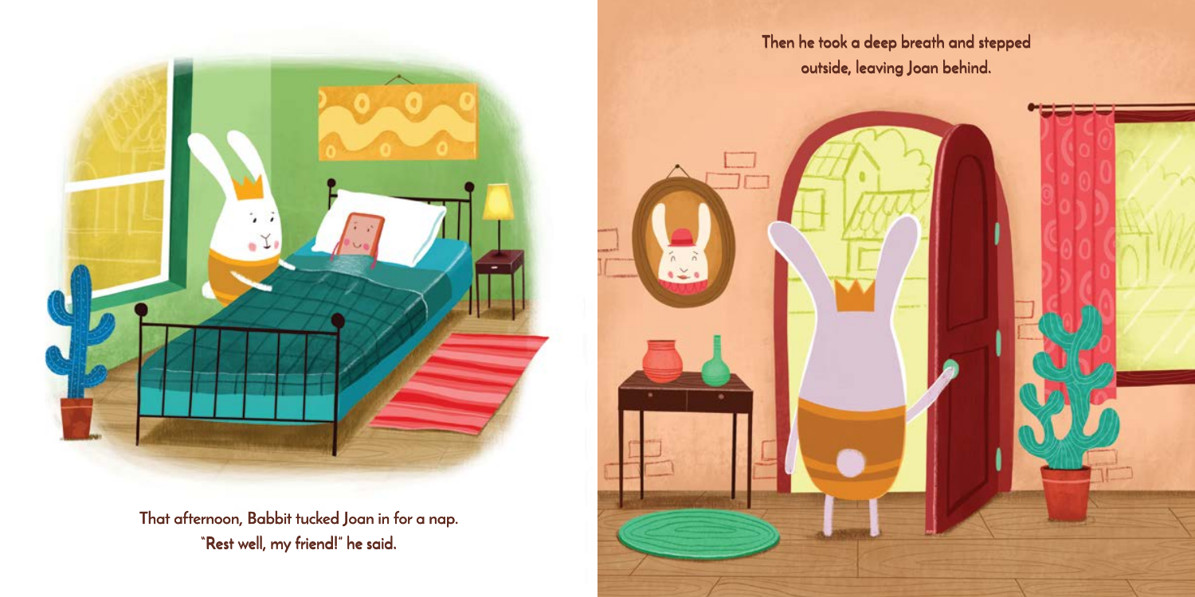That afternoon, Babbit tucked Joan in for a nap.
"Rest well, my friend!" he said.

Then he took a deep breath and stepped outside, leaving Joan behind.